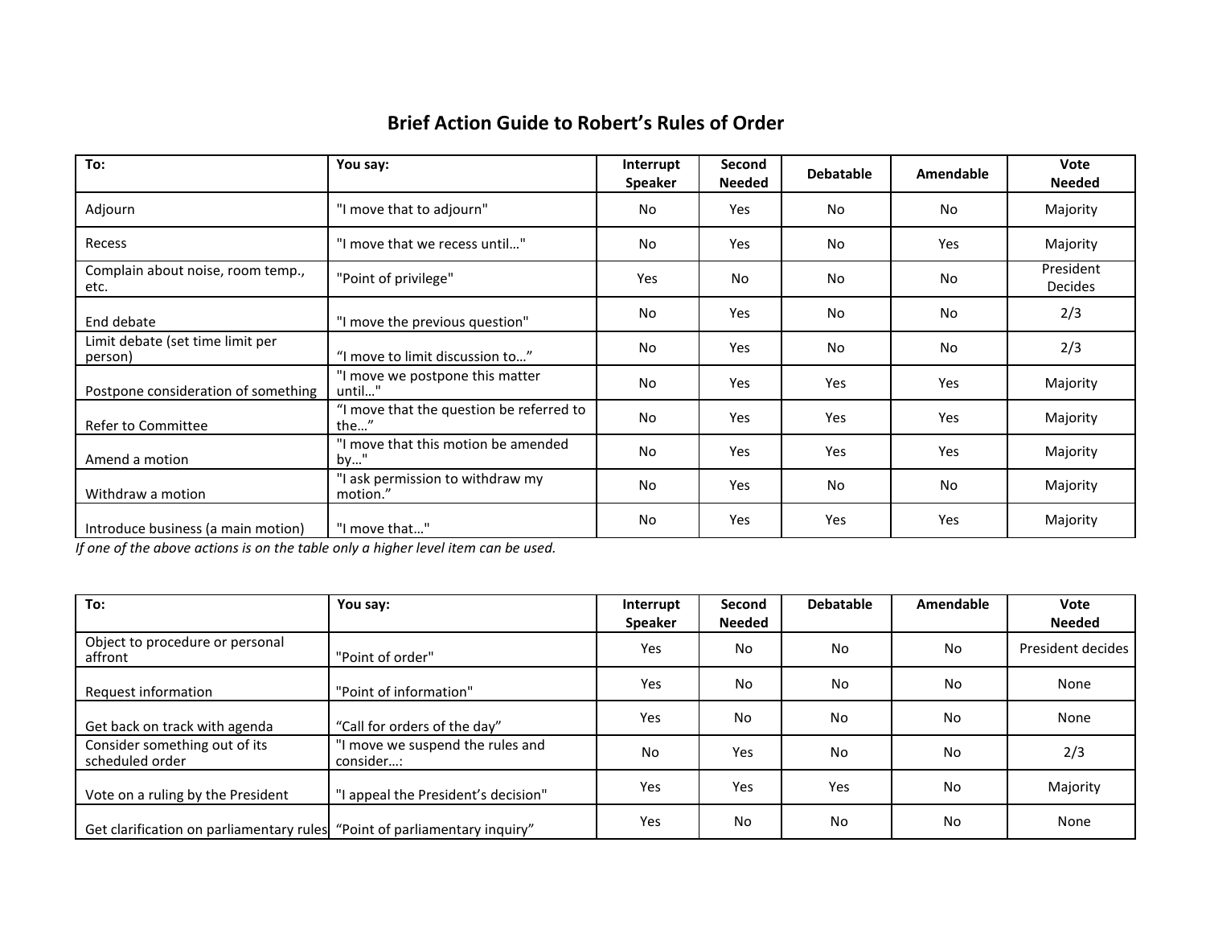# Brief Action Guide to Robert's Rules of Order

| To: | You say: | Interrupt Speaker | Second Needed | Debatable | Amendable | Vote Needed |
|---|---|---|---|---|---|---|
| Adjourn | "I move that to adjourn" | No | Yes | No | No | Majority |
| Recess | "I move that we recess until…" | No | Yes | No | Yes | Majority |
| Complain about noise, room temp., etc. | "Point of privilege" | Yes | No | No | No | President Decides |
| End debate | "I move the previous question" | No | Yes | No | No | 2/3 |
| Limit debate (set time limit per person) | "I move to limit discussion to…" | No | Yes | No | No | 2/3 |
| Postpone consideration of something | "I move we postpone this matter until…" | No | Yes | Yes | Yes | Majority |
| Refer to Committee | "I move that the question be referred to the…" | No | Yes | Yes | Yes | Majority |
| Amend a motion | "I move that this motion be amended by…" | No | Yes | Yes | Yes | Majority |
| Withdraw a motion | "I ask permission to withdraw my motion." | No | Yes | No | No | Majority |
| Introduce business (a main motion) | "I move that…" | No | Yes | Yes | Yes | Majority |

*If one of the above actions is on the table only a higher level item can be used.*

| To: | You say: | Interrupt Speaker | Second Needed | Debatable | Amendable | Vote Needed |
|---|---|---|---|---|---|---|
| Object to procedure or personal affront | "Point of order" | Yes | No | No | No | President decides |
| Request information | "Point of information" | Yes | No | No | No | None |
| Get back on track with agenda | "Call for orders of the day" | Yes | No | No | No | None |
| Consider something out of its scheduled order | "I move we suspend the rules and consider…: | No | Yes | No | No | 2/3 |
| Vote on a ruling by the President | "I appeal the President's decision" | Yes | Yes | Yes | No | Majority |
| Get clarification on parliamentary rules | "Point of parliamentary inquiry" | Yes | No | No | No | None |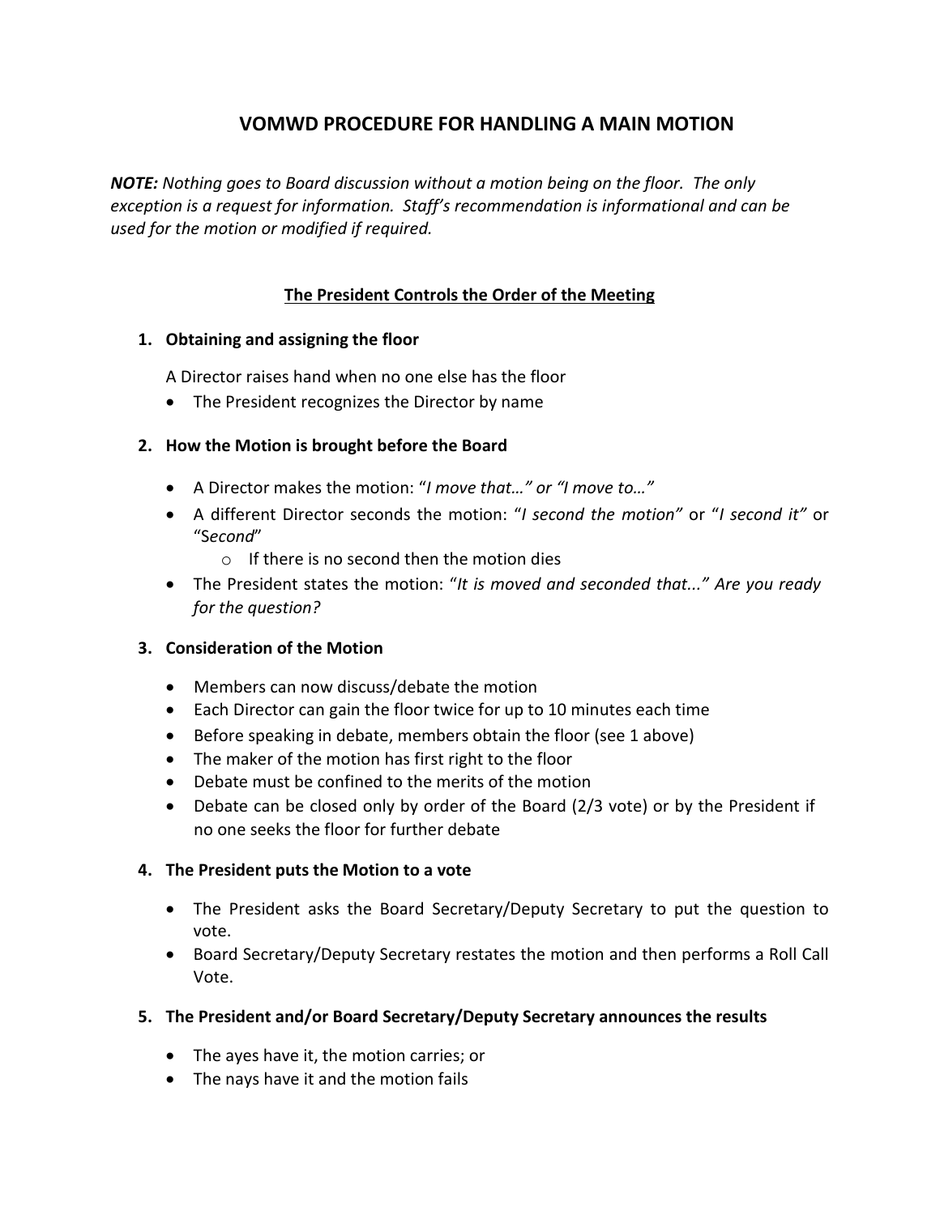# VOMWD PROCEDURE FOR HANDLING A MAIN MOTION

***NOTE:*** *Nothing goes to Board discussion without a motion being on the floor. The only exception is a request for information. Staff's recommendation is informational and can be used for the motion or modified if required.*

## The President Controls the Order of the Meeting

1. **Obtaining and assigning the floor**

   A Director raises hand when no one else has the floor

   - The President recognizes the Director by name

2. **How the Motion is brought before the Board**

   - A Director makes the motion: "*I move that…" or "I move to…"*
   - A different Director seconds the motion: "*I second the motion*" or "*I second it*" or "*Second*"
     - If there is no second then the motion dies
   - The President states the motion: "*It is moved and seconded that..." Are you ready for the question?*

3. **Consideration of the Motion**

   - Members can now discuss/debate the motion
   - Each Director can gain the floor twice for up to 10 minutes each time
   - Before speaking in debate, members obtain the floor (see 1 above)
   - The maker of the motion has first right to the floor
   - Debate must be confined to the merits of the motion
   - Debate can be closed only by order of the Board (2/3 vote) or by the President if no one seeks the floor for further debate

4. **The President puts the Motion to a vote**

   - The President asks the Board Secretary/Deputy Secretary to put the question to vote.
   - Board Secretary/Deputy Secretary restates the motion and then performs a Roll Call Vote.

5. **The President and/or Board Secretary/Deputy Secretary announces the results**

   - The ayes have it, the motion carries; or
   - The nays have it and the motion fails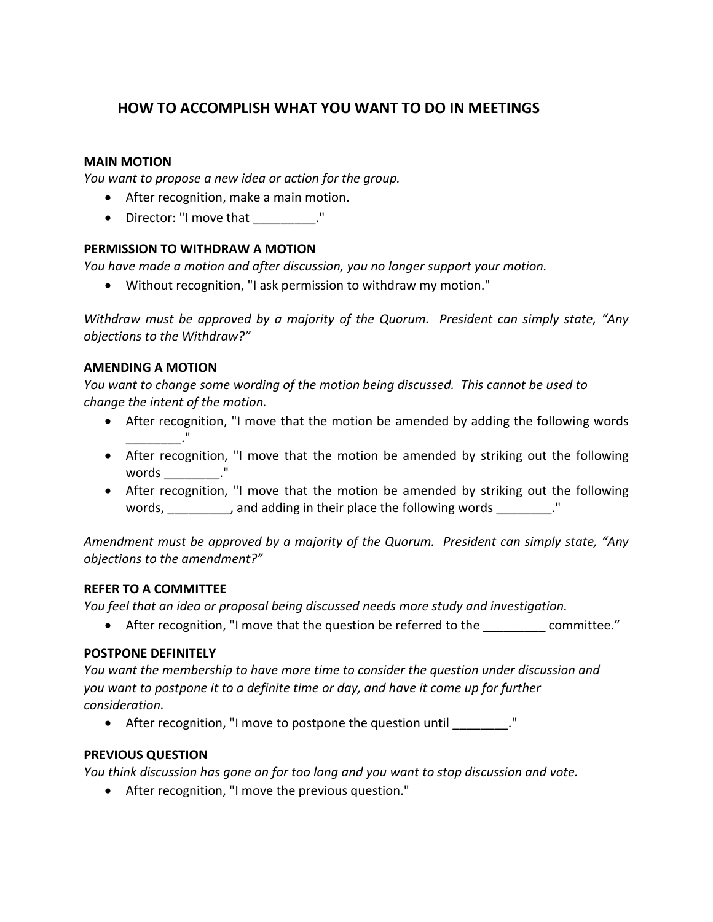# HOW TO ACCOMPLISH WHAT YOU WANT TO DO IN MEETINGS

**MAIN MOTION**

*You want to propose a new idea or action for the group.*

- After recognition, make a main motion.
- Director: "I move that _________."

**PERMISSION TO WITHDRAW A MOTION**

*You have made a motion and after discussion, you no longer support your motion.*

- Without recognition, "I ask permission to withdraw my motion."

*Withdraw must be approved by a majority of the Quorum. President can simply state, "Any objections to the Withdraw?"*

**AMENDING A MOTION**

*You want to change some wording of the motion being discussed. This cannot be used to change the intent of the motion.*

- After recognition, "I move that the motion be amended by adding the following words ________."
- After recognition, "I move that the motion be amended by striking out the following words ________."
- After recognition, "I move that the motion be amended by striking out the following words, _________, and adding in their place the following words ________."

*Amendment must be approved by a majority of the Quorum. President can simply state, "Any objections to the amendment?"*

**REFER TO A COMMITTEE**

*You feel that an idea or proposal being discussed needs more study and investigation.*

- After recognition, "I move that the question be referred to the _________ committee."

**POSTPONE DEFINITELY**

*You want the membership to have more time to consider the question under discussion and you want to postpone it to a definite time or day, and have it come up for further consideration.*

- After recognition, "I move to postpone the question until ________."

**PREVIOUS QUESTION**

*You think discussion has gone on for too long and you want to stop discussion and vote.*

- After recognition, "I move the previous question."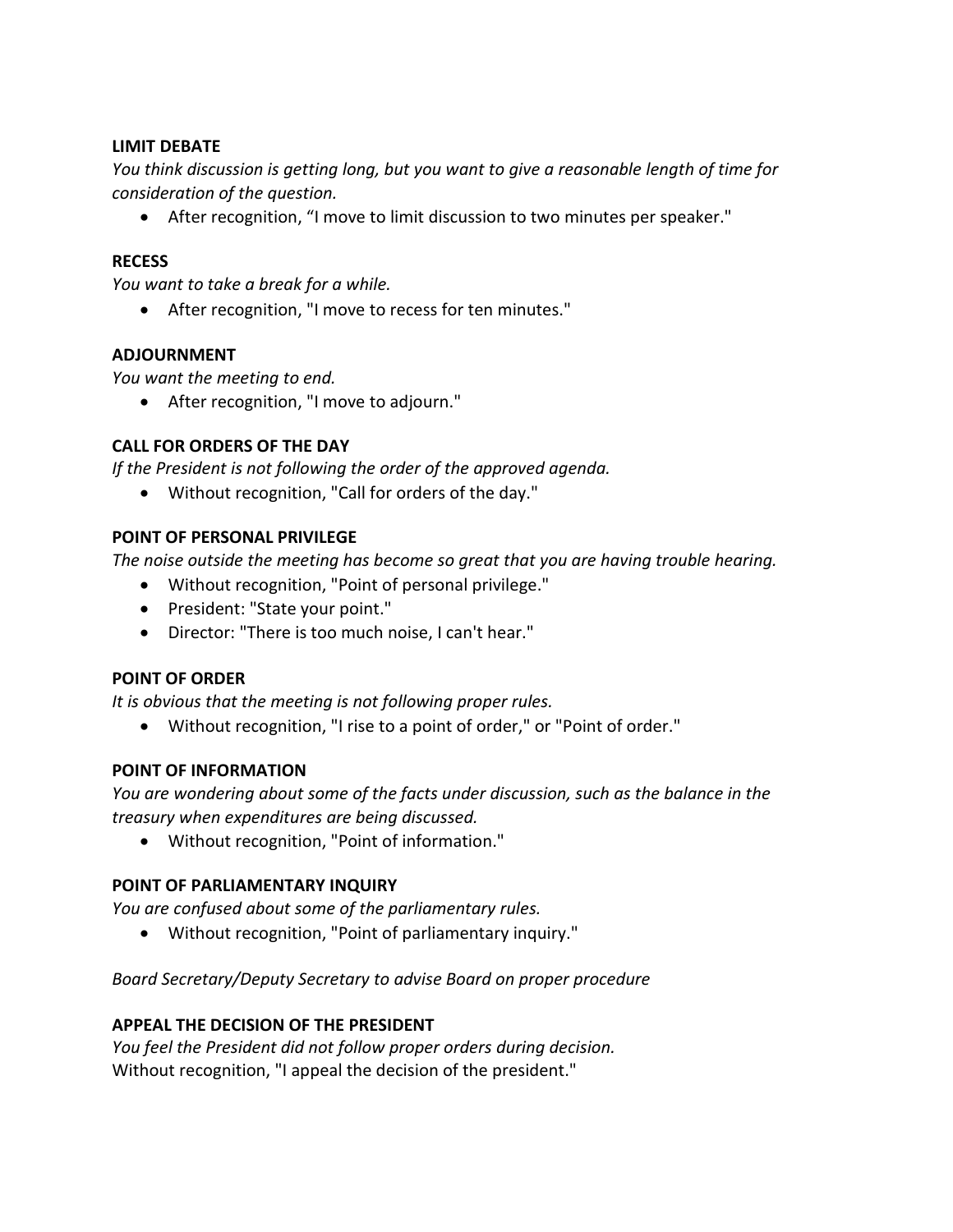**LIMIT DEBATE**

*You think discussion is getting long, but you want to give a reasonable length of time for consideration of the question.*

- After recognition, "I move to limit discussion to two minutes per speaker."

**RECESS**

*You want to take a break for a while.*

- After recognition, "I move to recess for ten minutes."

**ADJOURNMENT**

*You want the meeting to end.*

- After recognition, "I move to adjourn."

**CALL FOR ORDERS OF THE DAY**

*If the President is not following the order of the approved agenda.*

- Without recognition, "Call for orders of the day."

**POINT OF PERSONAL PRIVILEGE**

*The noise outside the meeting has become so great that you are having trouble hearing.*

- Without recognition, "Point of personal privilege."
- President: "State your point."
- Director: "There is too much noise, I can't hear."

**POINT OF ORDER**

*It is obvious that the meeting is not following proper rules.*

- Without recognition, "I rise to a point of order," or "Point of order."

**POINT OF INFORMATION**

*You are wondering about some of the facts under discussion, such as the balance in the treasury when expenditures are being discussed.*

- Without recognition, "Point of information."

**POINT OF PARLIAMENTARY INQUIRY**

*You are confused about some of the parliamentary rules.*

- Without recognition, "Point of parliamentary inquiry."

*Board Secretary/Deputy Secretary to advise Board on proper procedure*

**APPEAL THE DECISION OF THE PRESIDENT**

*You feel the President did not follow proper orders during decision.*

Without recognition, "I appeal the decision of the president."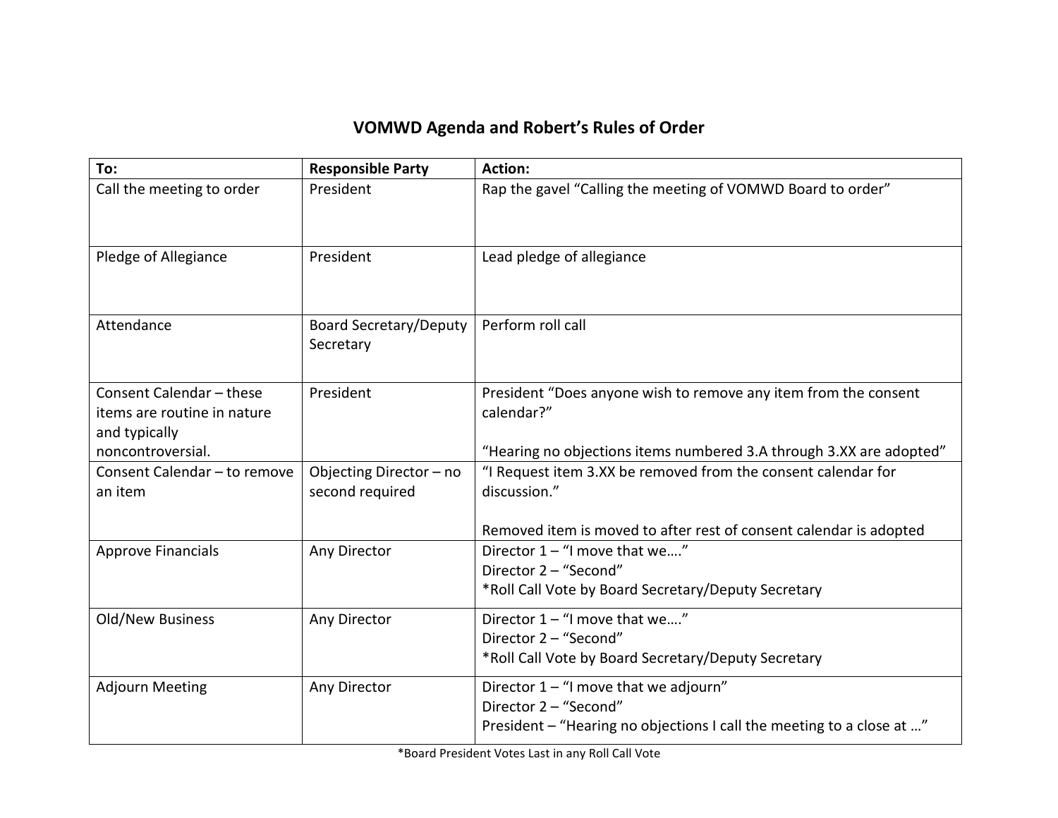# VOMWD Agenda and Robert's Rules of Order

| To: | Responsible Party | Action: |
|---|---|---|
| Call the meeting to order | President | Rap the gavel "Calling the meeting of VOMWD Board to order" |
| Pledge of Allegiance | President | Lead pledge of allegiance |
| Attendance | Board Secretary/Deputy Secretary | Perform roll call |
| Consent Calendar – these items are routine in nature and typically noncontroversial. | President | President "Does anyone wish to remove any item from the consent calendar?"<br><br>"Hearing no objections items numbered 3.A through 3.XX are adopted" |
| Consent Calendar – to remove an item | Objecting Director – no second required | "I Request item 3.XX be removed from the consent calendar for discussion."<br><br>Removed item is moved to after rest of consent calendar is adopted |
| Approve Financials | Any Director | Director 1 – "I move that we…."<br>Director 2 – "Second"<br>*Roll Call Vote by Board Secretary/Deputy Secretary |
| Old/New Business | Any Director | Director 1 – "I move that we…."<br>Director 2 – "Second"<br>*Roll Call Vote by Board Secretary/Deputy Secretary |
| Adjourn Meeting | Any Director | Director 1 – "I move that we adjourn"<br>Director 2 – "Second"<br>President – "Hearing no objections I call the meeting to a close at …" |

*Board President Votes Last in any Roll Call Vote